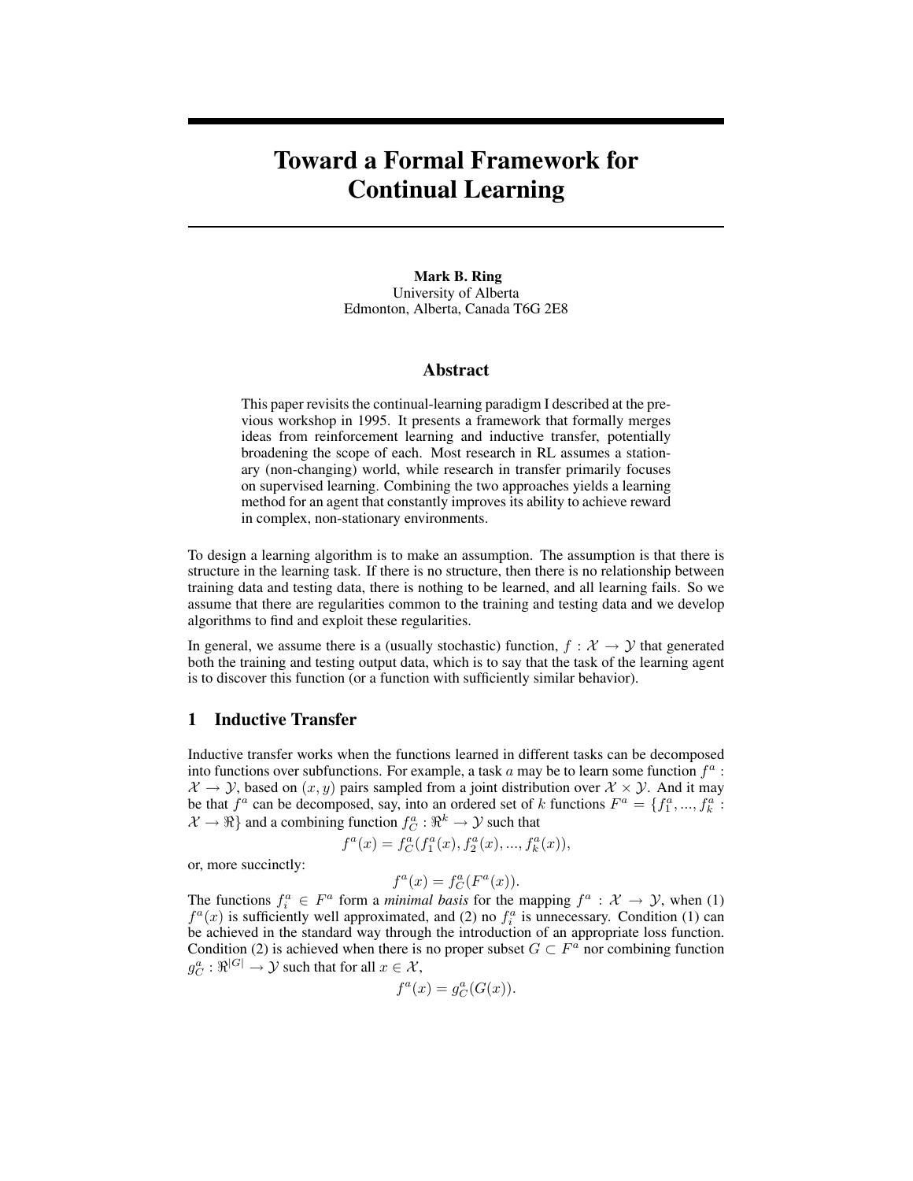# Toward a Formal Framework for Continual Learning

**Mark B. Ring**
University of Alberta
Edmonton, Alberta, Canada T6G 2E8

## Abstract

This paper revisits the continual-learning paradigm I described at the previous workshop in 1995. It presents a framework that formally merges ideas from reinforcement learning and inductive transfer, potentially broadening the scope of each. Most research in RL assumes a stationary (non-changing) world, while research in transfer primarily focuses on supervised learning. Combining the two approaches yields a learning method for an agent that constantly improves its ability to achieve reward in complex, non-stationary environments.

To design a learning algorithm is to make an assumption. The assumption is that there is structure in the learning task. If there is no structure, then there is no relationship between training data and testing data, there is nothing to be learned, and all learning fails. So we assume that there are regularities common to the training and testing data and we develop algorithms to find and exploit these regularities.

In general, we assume there is a (usually stochastic) function, $f : \mathcal{X} \rightarrow \mathcal{Y}$ that generated both the training and testing output data, which is to say that the task of the learning agent is to discover this function (or a function with sufficiently similar behavior).

## 1 Inductive Transfer

Inductive transfer works when the functions learned in different tasks can be decomposed into functions over subfunctions. For example, a task $a$ may be to learn some function $f^a : \mathcal{X} \rightarrow \mathcal{Y}$, based on $(x, y)$ pairs sampled from a joint distribution over $\mathcal{X} \times \mathcal{Y}$. And it may be that $f^a$ can be decomposed, say, into an ordered set of $k$ functions $F^a = \{f_1^a, ..., f_k^a : \mathcal{X} \rightarrow \Re\}$ and a combining function $f_C^a : \Re^k \rightarrow \mathcal{Y}$ such that

$$f^a(x) = f_C^a(f_1^a(x), f_2^a(x), ..., f_k^a(x)),$$

or, more succinctly:

$$f^a(x) = f_C^a(F^a(x)).$$

The functions $f_i^a \in F^a$ form a *minimal basis* for the mapping $f^a : \mathcal{X} \rightarrow \mathcal{Y}$, when (1) $f^a(x)$ is sufficiently well approximated, and (2) no $f_i^a$ is unnecessary. Condition (1) can be achieved in the standard way through the introduction of an appropriate loss function. Condition (2) is achieved when there is no proper subset $G \subset F^a$ nor combining function $g_C^a : \Re^{|G|} \rightarrow \mathcal{Y}$ such that for all $x \in \mathcal{X}$,

$$f^a(x) = g_C^a(G(x)).$$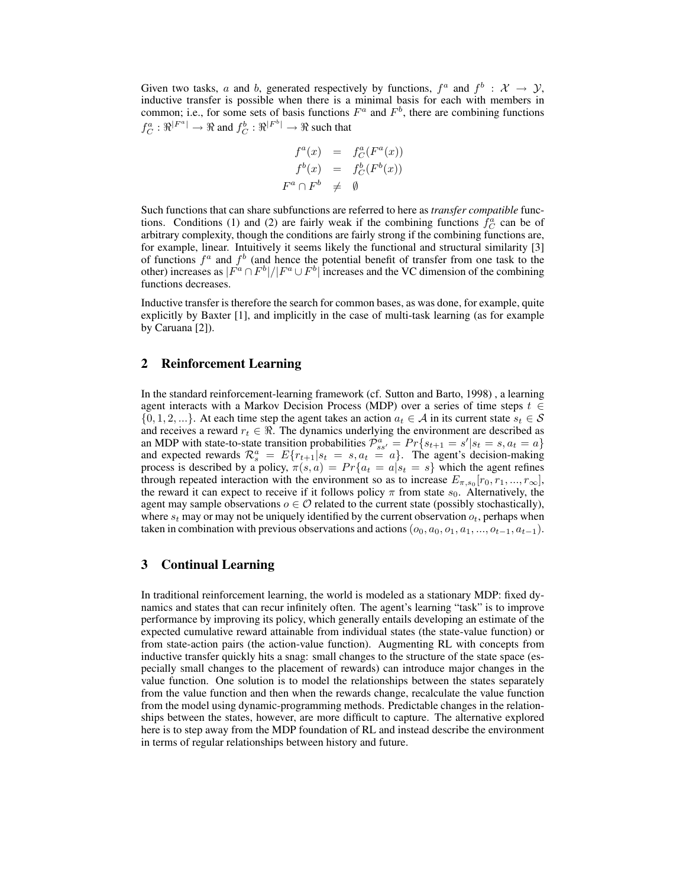Given two tasks, $a$ and $b$, generated respectively by functions, $f^a$ and $f^b : \mathcal{X} \rightarrow \mathcal{Y}$, inductive transfer is possible when there is a minimal basis for each with members in common; i.e., for some sets of basis functions $F^a$ and $F^b$, there are combining functions $f^a_C : \Re^{|F^a|} \rightarrow \Re$ and $f^b_C : \Re^{|F^b|} \rightarrow \Re$ such that

$$
\begin{aligned}
f^a(x) &= f^a_C(F^a(x)) \\
f^b(x) &= f^b_C(F^b(x)) \\
F^a \cap F^b &\neq \emptyset
\end{aligned}
$$

Such functions that can share subfunctions are referred to here as *transfer compatible* functions. Conditions (1) and (2) are fairly weak if the combining functions $f^a_C$ can be of arbitrary complexity, though the conditions are fairly strong if the combining functions are, for example, linear. Intuitively it seems likely the functional and structural similarity [3] of functions $f^a$ and $f^b$ (and hence the potential benefit of transfer from one task to the other) increases as $|F^a \cap F^b|/|F^a \cup F^b|$ increases and the VC dimension of the combining functions decreases.

Inductive transfer is therefore the search for common bases, as was done, for example, quite explicitly by Baxter [1], and implicitly in the case of multi-task learning (as for example by Caruana [2]).

## 2 Reinforcement Learning

In the standard reinforcement-learning framework (cf. Sutton and Barto, 1998) , a learning agent interacts with a Markov Decision Process (MDP) over a series of time steps $t \in \{0, 1, 2, ...\}$. At each time step the agent takes an action $a_t \in \mathcal{A}$ in its current state $s_t \in \mathcal{S}$ and receives a reward $r_t \in \Re$. The dynamics underlying the environment are described as an MDP with state-to-state transition probabilities $\mathcal{P}^a_{ss'} = Pr\{s_{t+1} = s' | s_t = s, a_t = a\}$ and expected rewards $\mathcal{R}^a_s = E\{r_{t+1} | s_t = s, a_t = a\}$. The agent's decision-making process is described by a policy, $\pi(s, a) = Pr\{a_t = a | s_t = s\}$ which the agent refines through repeated interaction with the environment so as to increase $E_{\pi,s_0}[r_0, r_1, ..., r_\infty]$, the reward it can expect to receive if it follows policy $\pi$ from state $s_0$. Alternatively, the agent may sample observations $o \in \mathcal{O}$ related to the current state (possibly stochastically), where $s_t$ may or may not be uniquely identified by the current observation $o_t$, perhaps when taken in combination with previous observations and actions $(o_0, a_0, o_1, a_1, ..., o_{t-1}, a_{t-1})$.

## 3 Continual Learning

In traditional reinforcement learning, the world is modeled as a stationary MDP: fixed dynamics and states that can recur infinitely often. The agent's learning "task" is to improve performance by improving its policy, which generally entails developing an estimate of the expected cumulative reward attainable from individual states (the state-value function) or from state-action pairs (the action-value function). Augmenting RL with concepts from inductive transfer quickly hits a snag: small changes to the structure of the state space (especially small changes to the placement of rewards) can introduce major changes in the value function. One solution is to model the relationships between the states separately from the value function and then when the rewards change, recalculate the value function from the model using dynamic-programming methods. Predictable changes in the relationships between the states, however, are more difficult to capture. The alternative explored here is to step away from the MDP foundation of RL and instead describe the environment in terms of regular relationships between history and future.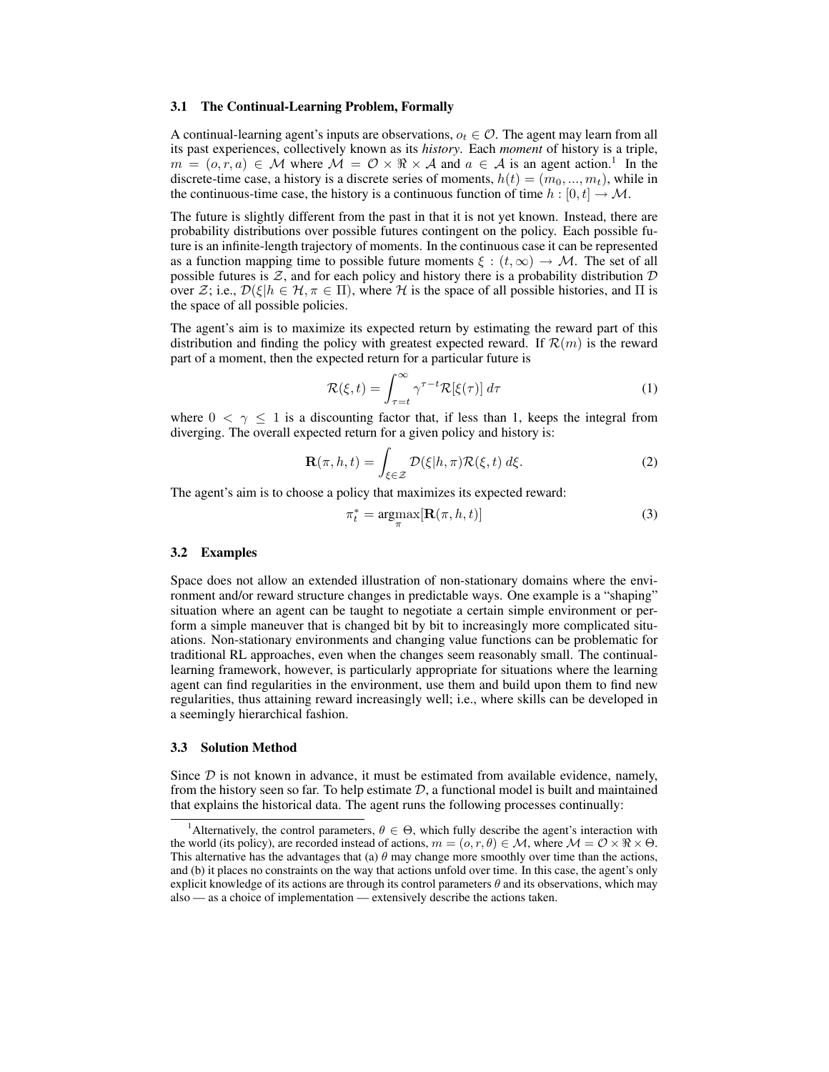### 3.1 The Continual-Learning Problem, Formally

A continual-learning agent's inputs are observations, $o_t \in \mathcal{O}$. The agent may learn from all its past experiences, collectively known as its *history*. Each *moment* of history is a triple, $m = (o, r, a) \in \mathcal{M}$ where $\mathcal{M} = \mathcal{O} \times \Re \times \mathcal{A}$ and $a \in \mathcal{A}$ is an agent action.[1] In the discrete-time case, a history is a discrete series of moments, $h(t) = (m_0, ..., m_t)$, while in the continuous-time case, the history is a continuous function of time $h : [0, t] \rightarrow \mathcal{M}$.

The future is slightly different from the past in that it is not yet known. Instead, there are probability distributions over possible futures contingent on the policy. Each possible future is an infinite-length trajectory of moments. In the continuous case it can be represented as a function mapping time to possible future moments $\xi : (t, \infty) \rightarrow \mathcal{M}$. The set of all possible futures is $\mathcal{Z}$, and for each policy and history there is a probability distribution $\mathcal{D}$ over $\mathcal{Z}$; i.e., $\mathcal{D}(\xi | h \in \mathcal{H}, \pi \in \Pi)$, where $\mathcal{H}$ is the space of all possible histories, and $\Pi$ is the space of all possible policies.

The agent's aim is to maximize its expected return by estimating the reward part of this distribution and finding the policy with greatest expected reward. If $\mathcal{R}(m)$ is the reward part of a moment, then the expected return for a particular future is

$$\mathcal{R}(\xi, t) = \int_{\tau=t}^{\infty} \gamma^{\tau - t} \mathcal{R}[\xi(\tau)] \, d\tau \tag{1}$$

where $0 < \gamma \leq 1$ is a discounting factor that, if less than 1, keeps the integral from diverging. The overall expected return for a given policy and history is:

$$\mathbf{R}(\pi, h, t) = \int_{\xi \in \mathcal{Z}} \mathcal{D}(\xi | h, \pi) \mathcal{R}(\xi, t) \, d\xi. \tag{2}$$

The agent's aim is to choose a policy that maximizes its expected reward:

$$\pi_t^* = \underset{\pi}{\operatorname{argmax}}[\mathbf{R}(\pi, h, t)] \tag{3}$$

### 3.2 Examples

Space does not allow an extended illustration of non-stationary domains where the environment and/or reward structure changes in predictable ways. One example is a "shaping" situation where an agent can be taught to negotiate a certain simple environment or perform a simple maneuver that is changed bit by bit to increasingly more complicated situations. Non-stationary environments and changing value functions can be problematic for traditional RL approaches, even when the changes seem reasonably small. The continual-learning framework, however, is particularly appropriate for situations where the learning agent can find regularities in the environment, use them and build upon them to find new regularities, thus attaining reward increasingly well; i.e., where skills can be developed in a seemingly hierarchical fashion.

### 3.3 Solution Method

Since $\mathcal{D}$ is not known in advance, it must be estimated from available evidence, namely, from the history seen so far. To help estimate $\mathcal{D}$, a functional model is built and maintained that explains the historical data. The agent runs the following processes continually:

---

[1] Alternatively, the control parameters, $\theta \in \Theta$, which fully describe the agent's interaction with the world (its policy), are recorded instead of actions, $m = (o, r, \theta) \in \mathcal{M}$, where $\mathcal{M} = \mathcal{O} \times \Re \times \Theta$. This alternative has the advantages that (a) $\theta$ may change more smoothly over time than the actions, and (b) it places no constraints on the way that actions unfold over time. In this case, the agent's only explicit knowledge of its actions are through its control parameters $\theta$ and its observations, which may also — as a choice of implementation — extensively describe the actions taken.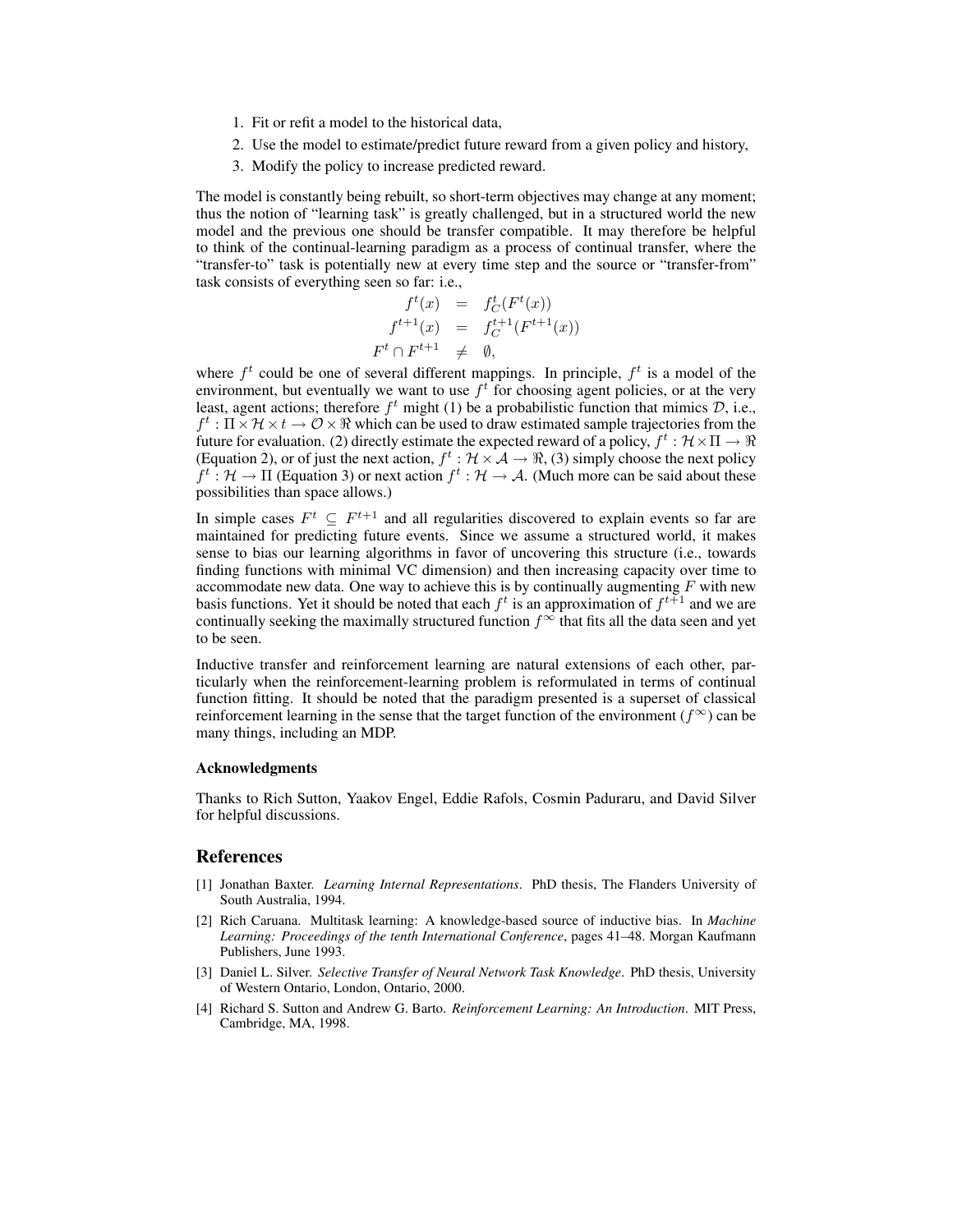1. Fit or refit a model to the historical data,
2. Use the model to estimate/predict future reward from a given policy and history,
3. Modify the policy to increase predicted reward.

The model is constantly being rebuilt, so short-term objectives may change at any moment; thus the notion of "learning task" is greatly challenged, but in a structured world the new model and the previous one should be transfer compatible. It may therefore be helpful to think of the continual-learning paradigm as a process of continual transfer, where the "transfer-to" task is potentially new at every time step and the source or "transfer-from" task consists of everything seen so far: i.e.,

$$
\begin{aligned}
f^t(x) &= f_C^t(F^t(x)) \\
f^{t+1}(x) &= f_C^{t+1}(F^{t+1}(x)) \\
F^t \cap F^{t+1} &\neq \emptyset,
\end{aligned}
$$

where $f^t$ could be one of several different mappings. In principle, $f^t$ is a model of the environment, but eventually we want to use $f^t$ for choosing agent policies, or at the very least, agent actions; therefore $f^t$ might (1) be a probabilistic function that mimics $\mathcal{D}$, i.e., $f^t : \Pi \times \mathcal{H} \times t \rightarrow \mathcal{O} \times \Re$ which can be used to draw estimated sample trajectories from the future for evaluation. (2) directly estimate the expected reward of a policy, $f^t : \mathcal{H} \times \Pi \rightarrow \Re$ (Equation 2), or of just the next action, $f^t : \mathcal{H} \times \mathcal{A} \rightarrow \Re$, (3) simply choose the next policy $f^t : \mathcal{H} \rightarrow \Pi$ (Equation 3) or next action $f^t : \mathcal{H} \rightarrow \mathcal{A}$. (Much more can be said about these possibilities than space allows.)

In simple cases $F^t \subseteq F^{t+1}$ and all regularities discovered to explain events so far are maintained for predicting future events. Since we assume a structured world, it makes sense to bias our learning algorithms in favor of uncovering this structure (i.e., towards finding functions with minimal VC dimension) and then increasing capacity over time to accommodate new data. One way to achieve this is by continually augmenting $F$ with new basis functions. Yet it should be noted that each $f^t$ is an approximation of $f^{t+1}$ and we are continually seeking the maximally structured function $f^\infty$ that fits all the data seen and yet to be seen.

Inductive transfer and reinforcement learning are natural extensions of each other, particularly when the reinforcement-learning problem is reformulated in terms of continual function fitting. It should be noted that the paradigm presented is a superset of classical reinforcement learning in the sense that the target function of the environment ($f^\infty$) can be many things, including an MDP.

### Acknowledgments

Thanks to Rich Sutton, Yaakov Engel, Eddie Rafols, Cosmin Paduraru, and David Silver for helpful discussions.

## References

[1] Jonathan Baxter. *Learning Internal Representations*. PhD thesis, The Flanders University of South Australia, 1994.

[2] Rich Caruana. Multitask learning: A knowledge-based source of inductive bias. In *Machine Learning: Proceedings of the tenth International Conference*, pages 41–48. Morgan Kaufmann Publishers, June 1993.

[3] Daniel L. Silver. *Selective Transfer of Neural Network Task Knowledge*. PhD thesis, University of Western Ontario, London, Ontario, 2000.

[4] Richard S. Sutton and Andrew G. Barto. *Reinforcement Learning: An Introduction*. MIT Press, Cambridge, MA, 1998.